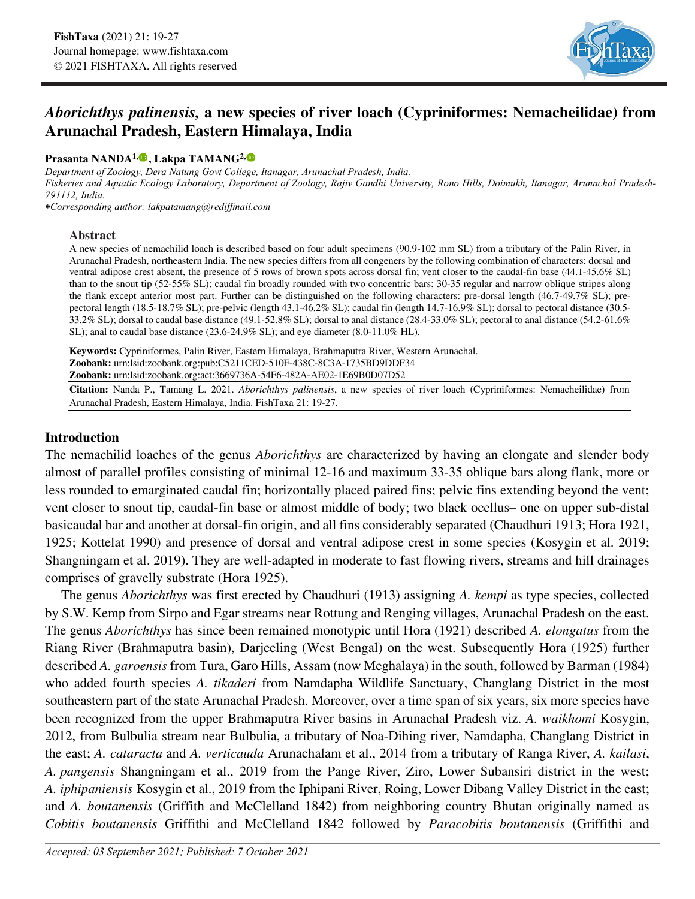# *Aborichthys palinensis,* a new species of river loach (Cypriniformes: Nemacheilidae) from Arunachal Pradesh, Eastern Himalaya, India

**Prasanta NANDA[1], Lakpa TAMANG[2,*]**

*Department of Zoology, Dera Natung Govt College, Itanagar, Arunachal Pradesh, India.*
*Fisheries and Aquatic Ecology Laboratory, Department of Zoology, Rajiv Gandhi University, Rono Hills, Doimukh, Itanagar, Arunachal Pradesh-791112, India.*
*\*Corresponding author: lakpatamang@rediffmail.com*

## Abstract

A new species of nemachilid loach is described based on four adult specimens (90.9-102 mm SL) from a tributary of the Palin River, in Arunachal Pradesh, northeastern India. The new species differs from all congeners by the following combination of characters: dorsal and ventral adipose crest absent, the presence of 5 rows of brown spots across dorsal fin; vent closer to the caudal-fin base (44.1-45.6% SL) than to the snout tip (52-55% SL); caudal fin broadly rounded with two concentric bars; 30-35 regular and narrow oblique stripes along the flank except anterior most part. Further can be distinguished on the following characters: pre-dorsal length (46.7-49.7% SL); pre-pectoral length (18.5-18.7% SL); pre-pelvic (length 43.1-46.2% SL); caudal fin (length 14.7-16.9% SL); dorsal to pectoral distance (30.5-33.2% SL); dorsal to caudal base distance (49.1-52.8% SL); dorsal to anal distance (28.4-33.0% SL); pectoral to anal distance (54.2-61.6% SL); anal to caudal base distance (23.6-24.9% SL); and eye diameter (8.0-11.0% HL).

**Keywords:** Cypriniformes, Palin River, Eastern Himalaya, Brahmaputra River, Western Arunachal.
**Zoobank:** urn:lsid:zoobank.org:pub:C5211CED-510F-438C-8C3A-1735BD9DDF34
**Zoobank:** urn:lsid:zoobank.org:act:3669736A-54F6-482A-AE02-1E69B0D07D52

**Citation:** Nanda P., Tamang L. 2021. *Aborichthys palinensis*, a new species of river loach (Cypriniformes: Nemacheilidae) from Arunachal Pradesh, Eastern Himalaya, India. FishTaxa 21: 19-27.

## Introduction

The nemachilid loaches of the genus *Aborichthys* are characterized by having an elongate and slender body almost of parallel profiles consisting of minimal 12-16 and maximum 33-35 oblique bars along flank, more or less rounded to emarginated caudal fin; horizontally placed paired fins; pelvic fins extending beyond the vent; vent closer to snout tip, caudal-fin base or almost middle of body; two black ocellus– one on upper sub-distal basicaudal bar and another at dorsal-fin origin, and all fins considerably separated (Chaudhuri 1913; Hora 1921, 1925; Kottelat 1990) and presence of dorsal and ventral adipose crest in some species (Kosygin et al. 2019; Shangningam et al. 2019). They are well-adapted in moderate to fast flowing rivers, streams and hill drainages comprises of gravelly substrate (Hora 1925).

The genus *Aborichthys* was first erected by Chaudhuri (1913) assigning *A. kempi* as type species, collected by S.W. Kemp from Sirpo and Egar streams near Rottung and Renging villages, Arunachal Pradesh on the east. The genus *Aborichthys* has since been remained monotypic until Hora (1921) described *A. elongatus* from the Riang River (Brahmaputra basin), Darjeeling (West Bengal) on the west. Subsequently Hora (1925) further described *A. garoensis* from Tura, Garo Hills, Assam (now Meghalaya) in the south, followed by Barman (1984) who added fourth species *A. tikaderi* from Namdapha Wildlife Sanctuary, Changlang District in the most southeastern part of the state Arunachal Pradesh. Moreover, over a time span of six years, six more species have been recognized from the upper Brahmaputra River basins in Arunachal Pradesh viz. *A. waikhomi* Kosygin, 2012, from Bulbulia stream near Bulbulia, a tributary of Noa-Dihing river, Namdapha, Changlang District in the east; *A. cataracta* and *A. verticauda* Arunachalam et al., 2014 from a tributary of Ranga River, *A. kailasi*, *A. pangensis* Shangningam et al., 2019 from the Pange River, Ziro, Lower Subansiri district in the west; *A. iphipaniensis* Kosygin et al., 2019 from the Iphipani River, Roing, Lower Dibang Valley District in the east; and *A. boutanensis* (Griffith and McClelland 1842) from neighboring country Bhutan originally named as *Cobitis boutanensis* Griffithi and McClelland 1842 followed by *Paracobitis boutanensis* (Griffithi and

*Accepted: 03 September 2021; Published: 7 October 2021*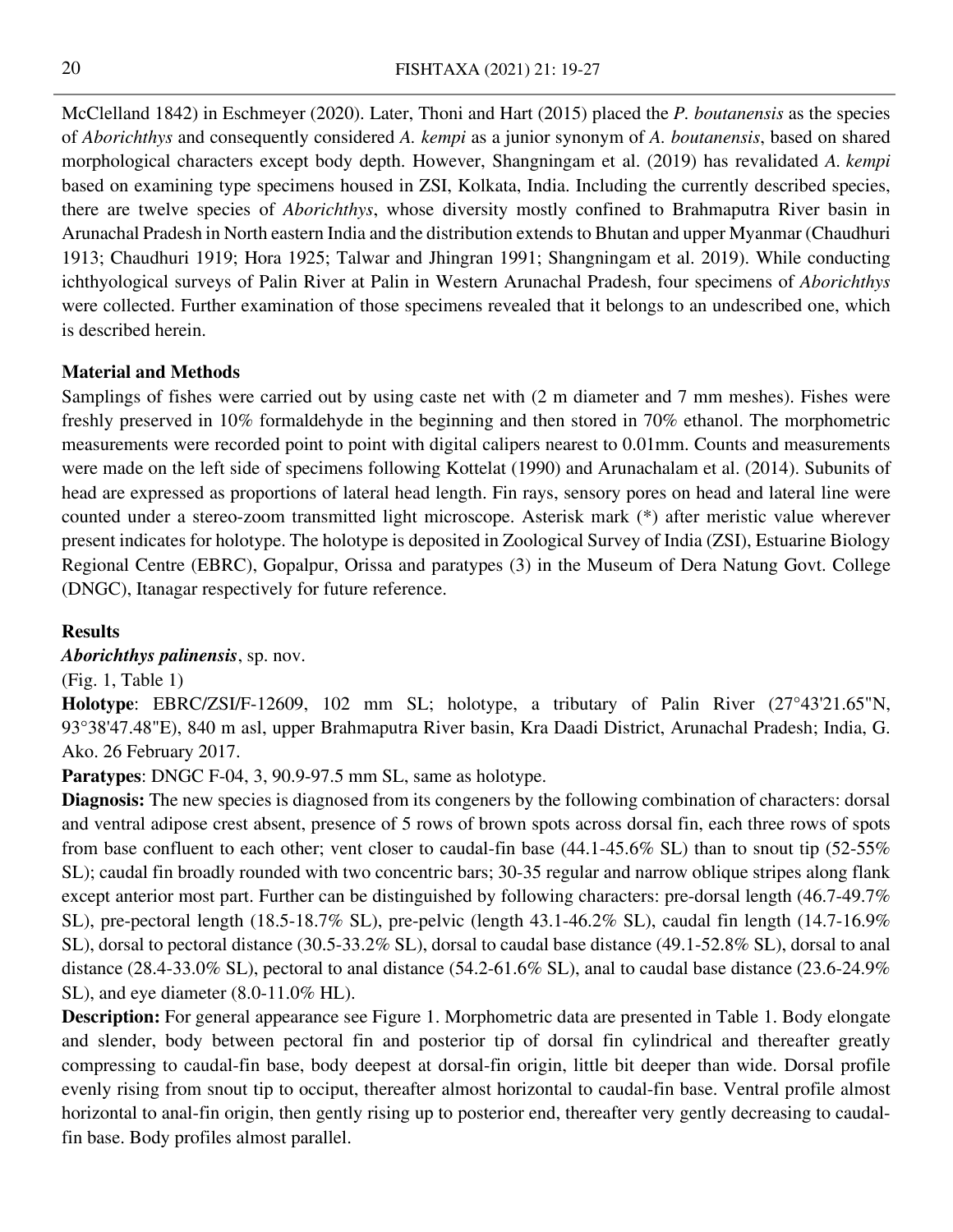McClelland 1842) in Eschmeyer (2020). Later, Thoni and Hart (2015) placed the *P. boutanensis* as the species of *Aborichthys* and consequently considered *A. kempi* as a junior synonym of *A. boutanensis*, based on shared morphological characters except body depth. However, Shangningam et al. (2019) has revalidated *A. kempi* based on examining type specimens housed in ZSI, Kolkata, India. Including the currently described species, there are twelve species of *Aborichthys*, whose diversity mostly confined to Brahmaputra River basin in Arunachal Pradesh in North eastern India and the distribution extends to Bhutan and upper Myanmar (Chaudhuri 1913; Chaudhuri 1919; Hora 1925; Talwar and Jhingran 1991; Shangningam et al. 2019). While conducting ichthyological surveys of Palin River at Palin in Western Arunachal Pradesh, four specimens of *Aborichthys* were collected. Further examination of those specimens revealed that it belongs to an undescribed one, which is described herein.

## Material and Methods

Samplings of fishes were carried out by using caste net with (2 m diameter and 7 mm meshes). Fishes were freshly preserved in 10% formaldehyde in the beginning and then stored in 70% ethanol. The morphometric measurements were recorded point to point with digital calipers nearest to 0.01mm. Counts and measurements were made on the left side of specimens following Kottelat (1990) and Arunachalam et al. (2014). Subunits of head are expressed as proportions of lateral head length. Fin rays, sensory pores on head and lateral line were counted under a stereo-zoom transmitted light microscope. Asterisk mark (*) after meristic value wherever present indicates for holotype. The holotype is deposited in Zoological Survey of India (ZSI), Estuarine Biology Regional Centre (EBRC), Gopalpur, Orissa and paratypes (3) in the Museum of Dera Natung Govt. College (DNGC), Itanagar respectively for future reference.

## Results

***Aborichthys palinensis***, sp. nov.

(Fig. 1, Table 1)

**Holotype**: EBRC/ZSI/F-12609, 102 mm SL; holotype, a tributary of Palin River (27°43'21.65"N, 93°38'47.48"E), 840 m asl, upper Brahmaputra River basin, Kra Daadi District, Arunachal Pradesh; India, G. Ako. 26 February 2017.

**Paratypes**: DNGC F-04, 3, 90.9-97.5 mm SL, same as holotype.

**Diagnosis:** The new species is diagnosed from its congeners by the following combination of characters: dorsal and ventral adipose crest absent, presence of 5 rows of brown spots across dorsal fin, each three rows of spots from base confluent to each other; vent closer to caudal-fin base (44.1-45.6% SL) than to snout tip (52-55% SL); caudal fin broadly rounded with two concentric bars; 30-35 regular and narrow oblique stripes along flank except anterior most part. Further can be distinguished by following characters: pre-dorsal length (46.7-49.7% SL), pre-pectoral length (18.5-18.7% SL), pre-pelvic (length 43.1-46.2% SL), caudal fin length (14.7-16.9% SL), dorsal to pectoral distance (30.5-33.2% SL), dorsal to caudal base distance (49.1-52.8% SL), dorsal to anal distance (28.4-33.0% SL), pectoral to anal distance (54.2-61.6% SL), anal to caudal base distance (23.6-24.9% SL), and eye diameter (8.0-11.0% HL).

**Description:** For general appearance see Figure 1. Morphometric data are presented in Table 1. Body elongate and slender, body between pectoral fin and posterior tip of dorsal fin cylindrical and thereafter greatly compressing to caudal-fin base, body deepest at dorsal-fin origin, little bit deeper than wide. Dorsal profile evenly rising from snout tip to occiput, thereafter almost horizontal to caudal-fin base. Ventral profile almost horizontal to anal-fin origin, then gently rising up to posterior end, thereafter very gently decreasing to caudal-fin base. Body profiles almost parallel.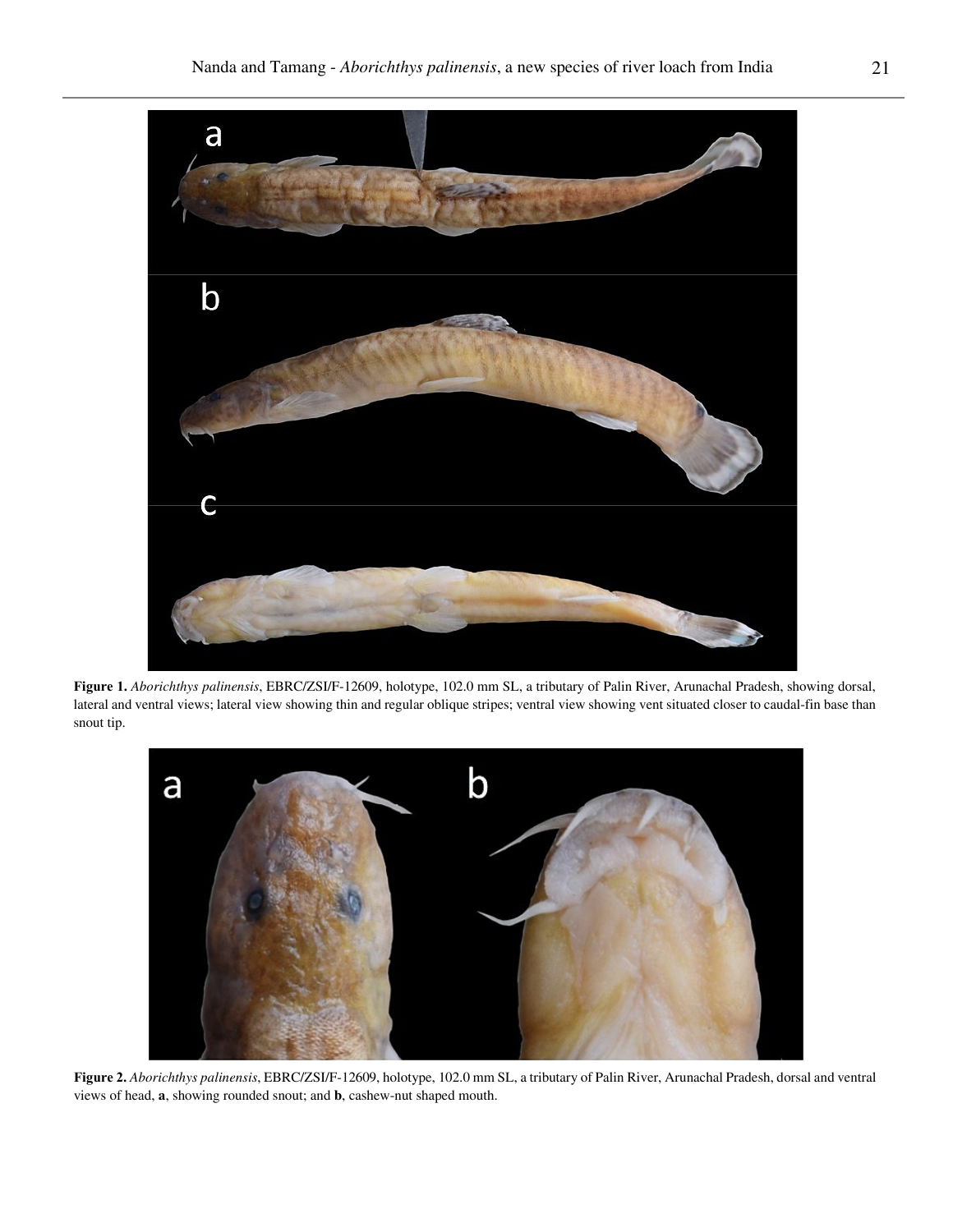**Figure 1.** *Aborichthys palinensis*, EBRC/ZSI/F-12609, holotype, 102.0 mm SL, a tributary of Palin River, Arunachal Pradesh, showing dorsal, lateral and ventral views; lateral view showing thin and regular oblique stripes; ventral view showing vent situated closer to caudal-fin base than snout tip.

**Figure 2.** *Aborichthys palinensis*, EBRC/ZSI/F-12609, holotype, 102.0 mm SL, a tributary of Palin River, Arunachal Pradesh, dorsal and ventral views of head, **a**, showing rounded snout; and **b**, cashew-nut shaped mouth.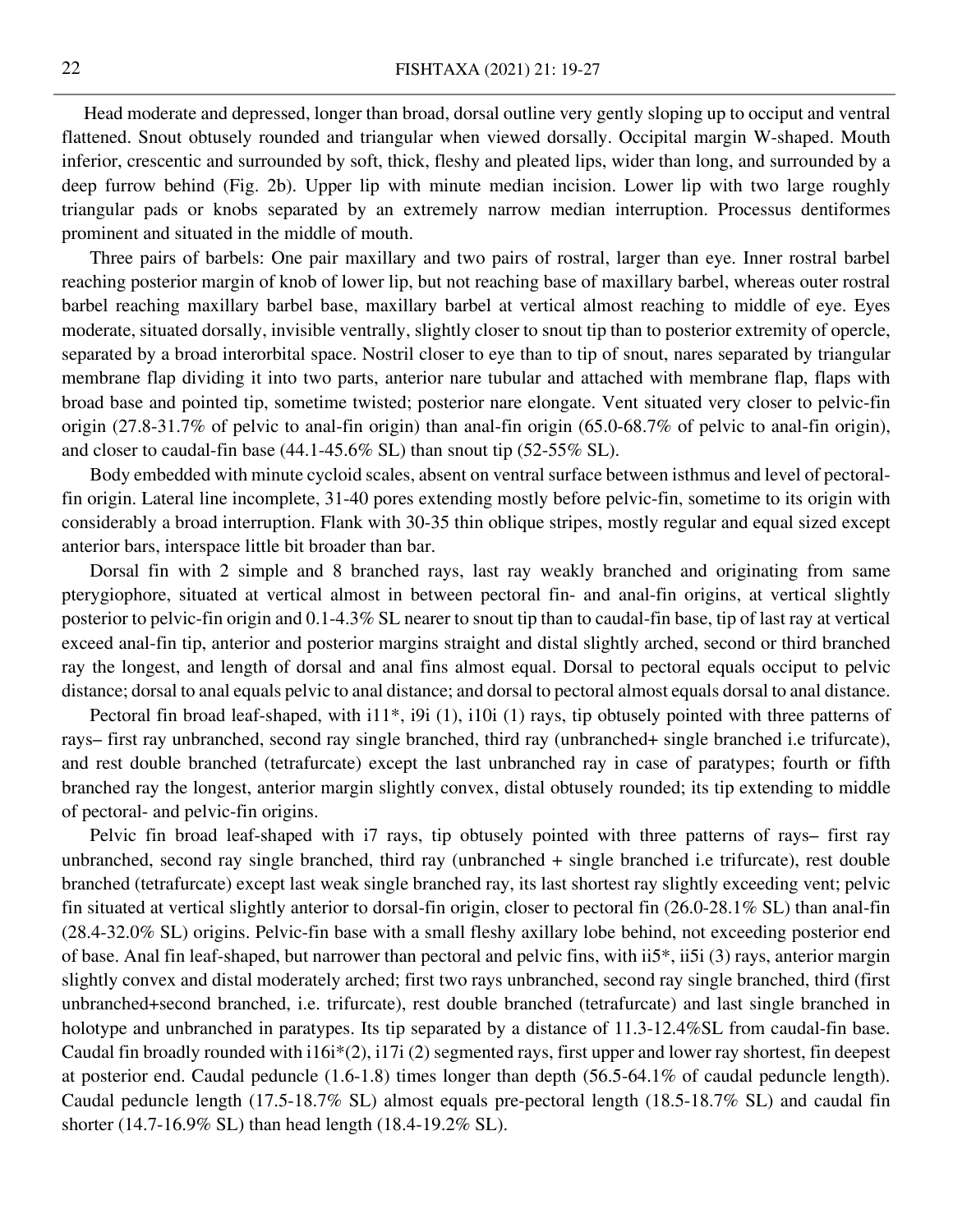Head moderate and depressed, longer than broad, dorsal outline very gently sloping up to occiput and ventral flattened. Snout obtusely rounded and triangular when viewed dorsally. Occipital margin W-shaped. Mouth inferior, crescentic and surrounded by soft, thick, fleshy and pleated lips, wider than long, and surrounded by a deep furrow behind (Fig. 2b). Upper lip with minute median incision. Lower lip with two large roughly triangular pads or knobs separated by an extremely narrow median interruption. Processus dentiformes prominent and situated in the middle of mouth.

Three pairs of barbels: One pair maxillary and two pairs of rostral, larger than eye. Inner rostral barbel reaching posterior margin of knob of lower lip, but not reaching base of maxillary barbel, whereas outer rostral barbel reaching maxillary barbel base, maxillary barbel at vertical almost reaching to middle of eye. Eyes moderate, situated dorsally, invisible ventrally, slightly closer to snout tip than to posterior extremity of opercle, separated by a broad interorbital space. Nostril closer to eye than to tip of snout, nares separated by triangular membrane flap dividing it into two parts, anterior nare tubular and attached with membrane flap, flaps with broad base and pointed tip, sometime twisted; posterior nare elongate. Vent situated very closer to pelvic-fin origin (27.8-31.7% of pelvic to anal-fin origin) than anal-fin origin (65.0-68.7% of pelvic to anal-fin origin), and closer to caudal-fin base (44.1-45.6% SL) than snout tip (52-55% SL).

Body embedded with minute cycloid scales, absent on ventral surface between isthmus and level of pectoral-fin origin. Lateral line incomplete, 31-40 pores extending mostly before pelvic-fin, sometime to its origin with considerably a broad interruption. Flank with 30-35 thin oblique stripes, mostly regular and equal sized except anterior bars, interspace little bit broader than bar.

Dorsal fin with 2 simple and 8 branched rays, last ray weakly branched and originating from same pterygiophore, situated at vertical almost in between pectoral fin- and anal-fin origins, at vertical slightly posterior to pelvic-fin origin and 0.1-4.3% SL nearer to snout tip than to caudal-fin base, tip of last ray at vertical exceed anal-fin tip, anterior and posterior margins straight and distal slightly arched, second or third branched ray the longest, and length of dorsal and anal fins almost equal. Dorsal to pectoral equals occiput to pelvic distance; dorsal to anal equals pelvic to anal distance; and dorsal to pectoral almost equals dorsal to anal distance.

Pectoral fin broad leaf-shaped, with i11*, i9i (1), i10i (1) rays, tip obtusely pointed with three patterns of rays– first ray unbranched, second ray single branched, third ray (unbranched+ single branched i.e trifurcate), and rest double branched (tetrafurcate) except the last unbranched ray in case of paratypes; fourth or fifth branched ray the longest, anterior margin slightly convex, distal obtusely rounded; its tip extending to middle of pectoral- and pelvic-fin origins.

Pelvic fin broad leaf-shaped with i7 rays, tip obtusely pointed with three patterns of rays– first ray unbranched, second ray single branched, third ray (unbranched + single branched i.e trifurcate), rest double branched (tetrafurcate) except last weak single branched ray, its last shortest ray slightly exceeding vent; pelvic fin situated at vertical slightly anterior to dorsal-fin origin, closer to pectoral fin (26.0-28.1% SL) than anal-fin (28.4-32.0% SL) origins. Pelvic-fin base with a small fleshy axillary lobe behind, not exceeding posterior end of base. Anal fin leaf-shaped, but narrower than pectoral and pelvic fins, with ii5*, ii5i (3) rays, anterior margin slightly convex and distal moderately arched; first two rays unbranched, second ray single branched, third (first unbranched+second branched, i.e. trifurcate), rest double branched (tetrafurcate) and last single branched in holotype and unbranched in paratypes. Its tip separated by a distance of 11.3-12.4%SL from caudal-fin base. Caudal fin broadly rounded with i16i*(2), i17i (2) segmented rays, first upper and lower ray shortest, fin deepest at posterior end. Caudal peduncle (1.6-1.8) times longer than depth (56.5-64.1% of caudal peduncle length). Caudal peduncle length (17.5-18.7% SL) almost equals pre-pectoral length (18.5-18.7% SL) and caudal fin shorter (14.7-16.9% SL) than head length (18.4-19.2% SL).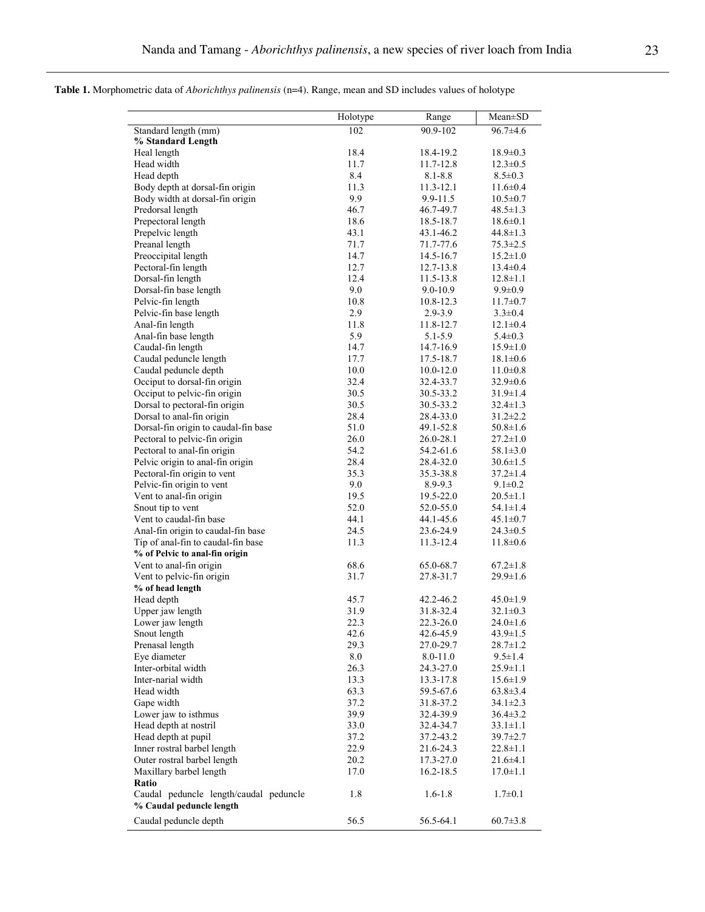**Table 1.** Morphometric data of *Aborichthys palinensis* (n=4). Range, mean and SD includes values of holotype

| | Holotype | Range | Mean±SD |
|---|---|---|---|
| Standard length (mm) | 102 | 90.9-102 | 96.7±4.6 |
| **% Standard Length** | | | |
| Heal length | 18.4 | 18.4-19.2 | 18.9±0.3 |
| Head width | 11.7 | 11.7-12.8 | 12.3±0.5 |
| Head depth | 8.4 | 8.1-8.8 | 8.5±0.3 |
| Body depth at dorsal-fin origin | 11.3 | 11.3-12.1 | 11.6±0.4 |
| Body width at dorsal-fin origin | 9.9 | 9.9-11.5 | 10.5±0.7 |
| Predorsal length | 46.7 | 46.7-49.7 | 48.5±1.3 |
| Prepectoral length | 18.6 | 18.5-18.7 | 18.6±0.1 |
| Prepelvic length | 43.1 | 43.1-46.2 | 44.8±1.3 |
| Preanal length | 71.7 | 71.7-77.6 | 75.3±2.5 |
| Preoccipital length | 14.7 | 14.5-16.7 | 15.2±1.0 |
| Pectoral-fin length | 12.7 | 12.7-13.8 | 13.4±0.4 |
| Dorsal-fin length | 12.4 | 11.5-13.8 | 12.8±1.1 |
| Dorsal-fin base length | 9.0 | 9.0-10.9 | 9.9±0.9 |
| Pelvic-fin length | 10.8 | 10.8-12.3 | 11.7±0.7 |
| Pelvic-fin base length | 2.9 | 2.9-3.9 | 3.3±0.4 |
| Anal-fin length | 11.8 | 11.8-12.7 | 12.1±0.4 |
| Anal-fin base length | 5.9 | 5.1-5.9 | 5.4±0.3 |
| Caudal-fin length | 14.7 | 14.7-16.9 | 15.9±1.0 |
| Caudal peduncle length | 17.7 | 17.5-18.7 | 18.1±0.6 |
| Caudal peduncle depth | 10.0 | 10.0-12.0 | 11.0±0.8 |
| Occiput to dorsal-fin origin | 32.4 | 32.4-33.7 | 32.9±0.6 |
| Occiput to pelvic-fin origin | 30.5 | 30.5-33.2 | 31.9±1.4 |
| Dorsal to pectoral-fin origin | 30.5 | 30.5-33.2 | 32.4±1.3 |
| Dorsal to anal-fin origin | 28.4 | 28.4-33.0 | 31.2±2.2 |
| Dorsal-fin origin to caudal-fin base | 51.0 | 49.1-52.8 | 50.8±1.6 |
| Pectoral to pelvic-fin origin | 26.0 | 26.0-28.1 | 27.2±1.0 |
| Pectoral to anal-fin origin | 54.2 | 54.2-61.6 | 58.1±3.0 |
| Pelvic origin to anal-fin origin | 28.4 | 28.4-32.0 | 30.6±1.5 |
| Pectoral-fin origin to vent | 35.3 | 35.3-38.8 | 37.2±1.4 |
| Pelvic-fin origin to vent | 9.0 | 8.9-9.3 | 9.1±0.2 |
| Vent to anal-fin origin | 19.5 | 19.5-22.0 | 20.5±1.1 |
| Snout tip to vent | 52.0 | 52.0-55.0 | 54.1±1.4 |
| Vent to caudal-fin base | 44.1 | 44.1-45.6 | 45.1±0.7 |
| Anal-fin origin to caudal-fin base | 24.5 | 23.6-24.9 | 24.3±0.5 |
| Tip of anal-fin to caudal-fin base | 11.3 | 11.3-12.4 | 11.8±0.6 |
| **% of Pelvic to anal-fin origin** | | | |
| Vent to anal-fin origin | 68.6 | 65.0-68.7 | 67.2±1.8 |
| Vent to pelvic-fin origin | 31.7 | 27.8-31.7 | 29.9±1.6 |
| **% of head length** | | | |
| Head depth | 45.7 | 42.2-46.2 | 45.0±1.9 |
| Upper jaw length | 31.9 | 31.8-32.4 | 32.1±0.3 |
| Lower jaw length | 22.3 | 22.3-26.0 | 24.0±1.6 |
| Snout length | 42.6 | 42.6-45.9 | 43.9±1.5 |
| Prenasal length | 29.3 | 27.0-29.7 | 28.7±1.2 |
| Eye diameter | 8.0 | 8.0-11.0 | 9.5±1.4 |
| Inter-orbital width | 26.3 | 24.3-27.0 | 25.9±1.1 |
| Inter-narial width | 13.3 | 13.3-17.8 | 15.6±1.9 |
| Head width | 63.3 | 59.5-67.6 | 63.8±3.4 |
| Gape width | 37.2 | 31.8-37.2 | 34.1±2.3 |
| Lower jaw to isthmus | 39.9 | 32.4-39.9 | 36.4±3.2 |
| Head depth at nostril | 33.0 | 32.4-34.7 | 33.1±1.1 |
| Head depth at pupil | 37.2 | 37.2-43.2 | 39.7±2.7 |
| Inner rostral barbel length | 22.9 | 21.6-24.3 | 22.8±1.1 |
| Outer rostral barbel length | 20.2 | 17.3-27.0 | 21.6±4.1 |
| Maxillary barbel length | 17.0 | 16.2-18.5 | 17.0±1.1 |
| **Ratio** | | | |
| Caudal peduncle length/caudal peduncle | 1.8 | 1.6-1.8 | 1.7±0.1 |
| **% Caudal peduncle length** | | | |
| Caudal peduncle depth | 56.5 | 56.5-64.1 | 60.7±3.8 |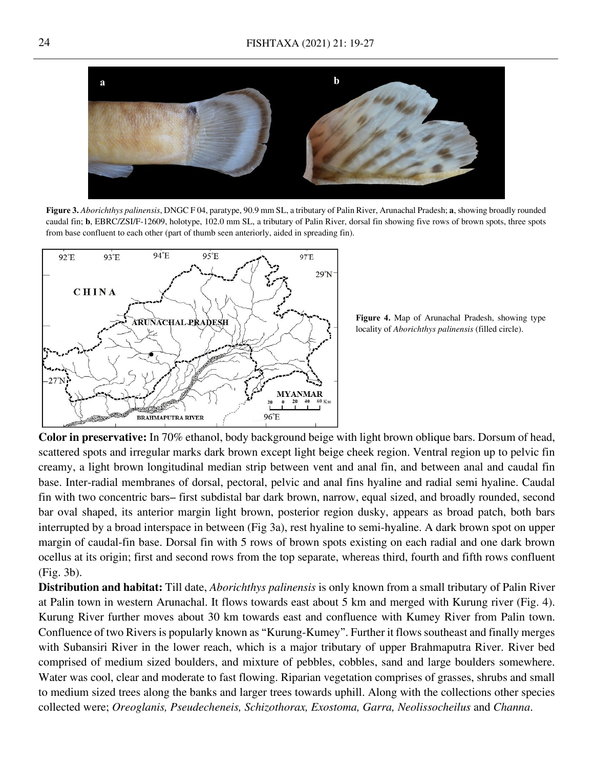**Figure 3.** *Aborichthys palinensis*, DNGC F 04, paratype, 90.9 mm SL, a tributary of Palin River, Arunachal Pradesh; **a**, showing broadly rounded caudal fin; **b**, EBRC/ZSI/F-12609, holotype, 102.0 mm SL, a tributary of Palin River, dorsal fin showing five rows of brown spots, three spots from base confluent to each other (part of thumb seen anteriorly, aided in spreading fin).

**Figure 4.** Map of Arunachal Pradesh, showing type locality of *Aborichthys palinensis* (filled circle).

**Color in preservative:** In 70% ethanol, body background beige with light brown oblique bars. Dorsum of head, scattered spots and irregular marks dark brown except light beige cheek region. Ventral region up to pelvic fin creamy, a light brown longitudinal median strip between vent and anal fin, and between anal and caudal fin base. Inter-radial membranes of dorsal, pectoral, pelvic and anal fins hyaline and radial semi hyaline. Caudal fin with two concentric bars– first subdistal bar dark brown, narrow, equal sized, and broadly rounded, second bar oval shaped, its anterior margin light brown, posterior region dusky, appears as broad patch, both bars interrupted by a broad interspace in between (Fig 3a), rest hyaline to semi-hyaline. A dark brown spot on upper margin of caudal-fin base. Dorsal fin with 5 rows of brown spots existing on each radial and one dark brown ocellus at its origin; first and second rows from the top separate, whereas third, fourth and fifth rows confluent (Fig. 3b).

**Distribution and habitat:** Till date, *Aborichthys palinensis* is only known from a small tributary of Palin River at Palin town in western Arunachal. It flows towards east about 5 km and merged with Kurung river (Fig. 4). Kurung River further moves about 30 km towards east and confluence with Kumey River from Palin town. Confluence of two Rivers is popularly known as "Kurung-Kumey". Further it flows southeast and finally merges with Subansiri River in the lower reach, which is a major tributary of upper Brahmaputra River. River bed comprised of medium sized boulders, and mixture of pebbles, cobbles, sand and large boulders somewhere. Water was cool, clear and moderate to fast flowing. Riparian vegetation comprises of grasses, shrubs and small to medium sized trees along the banks and larger trees towards uphill. Along with the collections other species collected were; *Oreoglanis, Pseudecheneis, Schizothorax, Exostoma, Garra, Neolissocheilus* and *Channa*.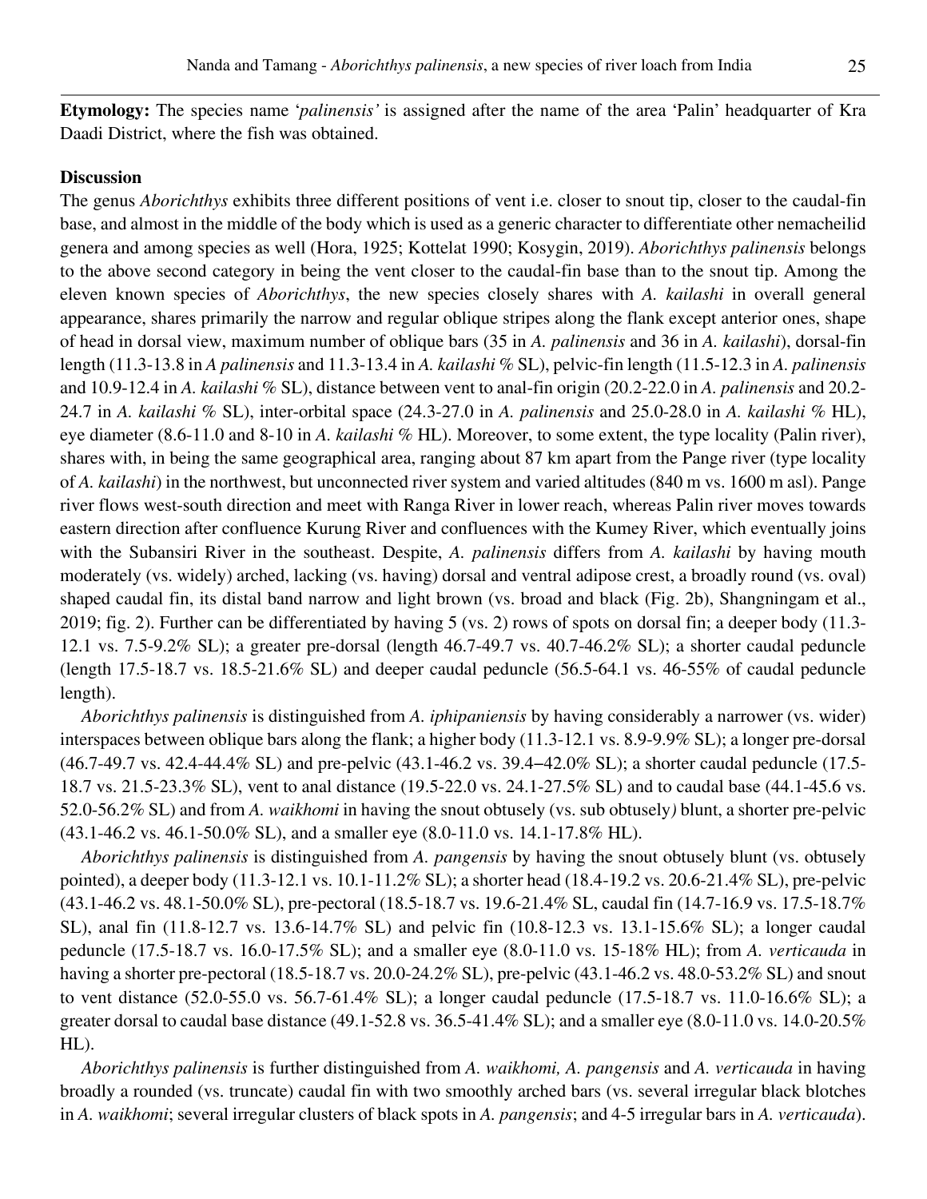**Etymology:** The species name '*palinensis'* is assigned after the name of the area 'Palin' headquarter of Kra Daadi District, where the fish was obtained.

**Discussion**

The genus *Aborichthys* exhibits three different positions of vent i.e. closer to snout tip, closer to the caudal-fin base, and almost in the middle of the body which is used as a generic character to differentiate other nemacheilid genera and among species as well (Hora, 1925; Kottelat 1990; Kosygin, 2019). *Aborichthys palinensis* belongs to the above second category in being the vent closer to the caudal-fin base than to the snout tip. Among the eleven known species of *Aborichthys*, the new species closely shares with *A. kailashi* in overall general appearance, shares primarily the narrow and regular oblique stripes along the flank except anterior ones, shape of head in dorsal view, maximum number of oblique bars (35 in *A. palinensis* and 36 in *A. kailashi*), dorsal-fin length (11.3-13.8 in *A palinensis* and 11.3-13.4 in *A. kailashi* % SL), pelvic-fin length (11.5-12.3 in *A. palinensis* and 10.9-12.4 in *A. kailashi* % SL), distance between vent to anal-fin origin (20.2-22.0 in *A. palinensis* and 20.2-24.7 in *A. kailashi* % SL), inter-orbital space (24.3-27.0 in *A. palinensis* and 25.0-28.0 in *A. kailashi* % HL), eye diameter (8.6-11.0 and 8-10 in *A. kailashi* % HL). Moreover, to some extent, the type locality (Palin river), shares with, in being the same geographical area, ranging about 87 km apart from the Pange river (type locality of *A. kailashi*) in the northwest, but unconnected river system and varied altitudes (840 m vs. 1600 m asl). Pange river flows west-south direction and meet with Ranga River in lower reach, whereas Palin river moves towards eastern direction after confluence Kurung River and confluences with the Kumey River, which eventually joins with the Subansiri River in the southeast. Despite, *A. palinensis* differs from *A. kailashi* by having mouth moderately (vs. widely) arched, lacking (vs. having) dorsal and ventral adipose crest, a broadly round (vs. oval) shaped caudal fin, its distal band narrow and light brown (vs. broad and black (Fig. 2b), Shangningam et al., 2019; fig. 2). Further can be differentiated by having 5 (vs. 2) rows of spots on dorsal fin; a deeper body (11.3-12.1 vs. 7.5-9.2% SL); a greater pre-dorsal (length 46.7-49.7 vs. 40.7-46.2% SL); a shorter caudal peduncle (length 17.5-18.7 vs. 18.5-21.6% SL) and deeper caudal peduncle (56.5-64.1 vs. 46-55% of caudal peduncle length).

*Aborichthys palinensis* is distinguished from *A. iphipaniensis* by having considerably a narrower (vs. wider) interspaces between oblique bars along the flank; a higher body (11.3-12.1 vs. 8.9-9.9% SL); a longer pre-dorsal (46.7-49.7 vs. 42.4-44.4% SL) and pre-pelvic (43.1-46.2 vs. 39.4–42.0% SL); a shorter caudal peduncle (17.5-18.7 vs. 21.5-23.3% SL), vent to anal distance (19.5-22.0 vs. 24.1-27.5% SL) and to caudal base (44.1-45.6 vs. 52.0-56.2% SL) and from *A. waikhomi* in having the snout obtusely (vs. sub obtusely*)* blunt, a shorter pre-pelvic (43.1-46.2 vs. 46.1-50.0% SL), and a smaller eye (8.0-11.0 vs. 14.1-17.8% HL).

*Aborichthys palinensis* is distinguished from *A. pangensis* by having the snout obtusely blunt (vs. obtusely pointed), a deeper body (11.3-12.1 vs. 10.1-11.2% SL); a shorter head (18.4-19.2 vs. 20.6-21.4% SL), pre-pelvic (43.1-46.2 vs. 48.1-50.0% SL), pre-pectoral (18.5-18.7 vs. 19.6-21.4% SL, caudal fin (14.7-16.9 vs. 17.5-18.7% SL), anal fin (11.8-12.7 vs. 13.6-14.7% SL) and pelvic fin (10.8-12.3 vs. 13.1-15.6% SL); a longer caudal peduncle (17.5-18.7 vs. 16.0-17.5% SL); and a smaller eye (8.0-11.0 vs. 15-18% HL); from *A. verticauda* in having a shorter pre-pectoral (18.5-18.7 vs. 20.0-24.2% SL), pre-pelvic (43.1-46.2 vs. 48.0-53.2% SL) and snout to vent distance (52.0-55.0 vs. 56.7-61.4% SL); a longer caudal peduncle (17.5-18.7 vs. 11.0-16.6% SL); a greater dorsal to caudal base distance (49.1-52.8 vs. 36.5-41.4% SL); and a smaller eye (8.0-11.0 vs. 14.0-20.5% HL).

*Aborichthys palinensis* is further distinguished from *A. waikhomi, A. pangensis* and *A. verticauda* in having broadly a rounded (vs. truncate) caudal fin with two smoothly arched bars (vs. several irregular black blotches in *A. waikhomi*; several irregular clusters of black spots in *A. pangensis*; and 4-5 irregular bars in *A. verticauda*).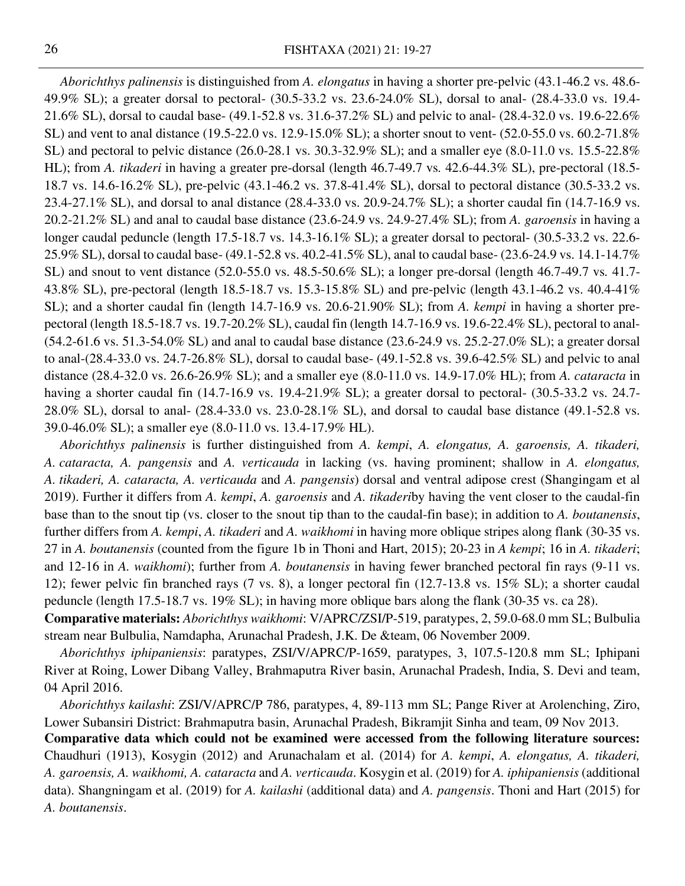*Aborichthys palinensis* is distinguished from *A. elongatus* in having a shorter pre-pelvic (43.1-46.2 vs. 48.6-49.9% SL); a greater dorsal to pectoral- (30.5-33.2 vs. 23.6-24.0% SL), dorsal to anal- (28.4-33.0 vs. 19.4-21.6% SL), dorsal to caudal base- (49.1-52.8 vs. 31.6-37.2% SL) and pelvic to anal- (28.4-32.0 vs. 19.6-22.6% SL) and vent to anal distance (19.5-22.0 vs. 12.9-15.0% SL); a shorter snout to vent- (52.0-55.0 vs. 60.2-71.8% SL) and pectoral to pelvic distance (26.0-28.1 vs. 30.3-32.9% SL); and a smaller eye (8.0-11.0 vs. 15.5-22.8% HL); from *A. tikaderi* in having a greater pre-dorsal (length 46.7-49.7 vs. 42.6-44.3% SL), pre-pectoral (18.5-18.7 vs. 14.6-16.2% SL), pre-pelvic (43.1-46.2 vs. 37.8-41.4% SL), dorsal to pectoral distance (30.5-33.2 vs. 23.4-27.1% SL), and dorsal to anal distance (28.4-33.0 vs. 20.9-24.7% SL); a shorter caudal fin (14.7-16.9 vs. 20.2-21.2% SL) and anal to caudal base distance (23.6-24.9 vs. 24.9-27.4% SL); from *A. garoensis* in having a longer caudal peduncle (length 17.5-18.7 vs. 14.3-16.1% SL); a greater dorsal to pectoral- (30.5-33.2 vs. 22.6-25.9% SL), dorsal to caudal base- (49.1-52.8 vs. 40.2-41.5% SL), anal to caudal base- (23.6-24.9 vs. 14.1-14.7% SL) and snout to vent distance (52.0-55.0 vs. 48.5-50.6% SL); a longer pre-dorsal (length 46.7-49.7 vs. 41.7-43.8% SL), pre-pectoral (length 18.5-18.7 vs. 15.3-15.8% SL) and pre-pelvic (length 43.1-46.2 vs. 40.4-41% SL); and a shorter caudal fin (length 14.7-16.9 vs. 20.6-21.90% SL); from *A. kempi* in having a shorter pre-pectoral (length 18.5-18.7 vs. 19.7-20.2% SL), caudal fin (length 14.7-16.9 vs. 19.6-22.4% SL), pectoral to anal- (54.2-61.6 vs. 51.3-54.0% SL) and anal to caudal base distance (23.6-24.9 vs. 25.2-27.0% SL); a greater dorsal to anal-(28.4-33.0 vs. 24.7-26.8% SL), dorsal to caudal base- (49.1-52.8 vs. 39.6-42.5% SL) and pelvic to anal distance (28.4-32.0 vs. 26.6-26.9% SL); and a smaller eye (8.0-11.0 vs. 14.9-17.0% HL); from *A. cataracta* in having a shorter caudal fin (14.7-16.9 vs. 19.4-21.9% SL); a greater dorsal to pectoral- (30.5-33.2 vs. 24.7-28.0% SL), dorsal to anal- (28.4-33.0 vs. 23.0-28.1% SL), and dorsal to caudal base distance (49.1-52.8 vs. 39.0-46.0% SL); a smaller eye (8.0-11.0 vs. 13.4-17.9% HL).

*Aborichthys palinensis* is further distinguished from *A. kempi*, *A. elongatus, A. garoensis, A. tikaderi, A. cataracta, A. pangensis* and *A. verticauda* in lacking (vs. having prominent; shallow in *A. elongatus, A. tikaderi, A. cataracta, A. verticauda* and *A. pangensis*) dorsal and ventral adipose crest (Shangingam et al 2019). Further it differs from *A. kempi*, *A. garoensis* and *A. tikaderi*by having the vent closer to the caudal-fin base than to the snout tip (vs. closer to the snout tip than to the caudal-fin base); in addition to *A. boutanensis*, further differs from *A. kempi*, *A. tikaderi* and *A. waikhomi* in having more oblique stripes along flank (30-35 vs. 27 in *A. boutanensis* (counted from the figure 1b in Thoni and Hart, 2015); 20-23 in *A kempi*; 16 in *A. tikaderi*; and 12-16 in *A. waikhomi*); further from *A. boutanensis* in having fewer branched pectoral fin rays (9-11 vs. 12); fewer pelvic fin branched rays (7 vs. 8), a longer pectoral fin (12.7-13.8 vs. 15% SL); a shorter caudal peduncle (length 17.5-18.7 vs. 19% SL); in having more oblique bars along the flank (30-35 vs. ca 28).

**Comparative materials:** *Aborichthys waikhomi*: V/APRC/ZSI/P-519, paratypes, 2, 59.0-68.0 mm SL; Bulbulia stream near Bulbulia, Namdapha, Arunachal Pradesh, J.K. De &team, 06 November 2009.

*Aborichthys iphipaniensis*: paratypes, ZSI/V/APRC/P-1659, paratypes, 3, 107.5-120.8 mm SL; Iphipani River at Roing, Lower Dibang Valley, Brahmaputra River basin, Arunachal Pradesh, India, S. Devi and team, 04 April 2016.

*Aborichthys kailashi*: ZSI/V/APRC/P 786, paratypes, 4, 89-113 mm SL; Pange River at Arolenching, Ziro, Lower Subansiri District: Brahmaputra basin, Arunachal Pradesh, Bikramjit Sinha and team, 09 Nov 2013.

**Comparative data which could not be examined were accessed from the following literature sources:** Chaudhuri (1913), Kosygin (2012) and Arunachalam et al. (2014) for *A. kempi*, *A. elongatus, A. tikaderi, A. garoensis, A. waikhomi, A. cataracta* and *A. verticauda*. Kosygin et al. (2019) for *A. iphipaniensis* (additional data). Shangningam et al. (2019) for *A. kailashi* (additional data) and *A. pangensis*. Thoni and Hart (2015) for *A. boutanensis*.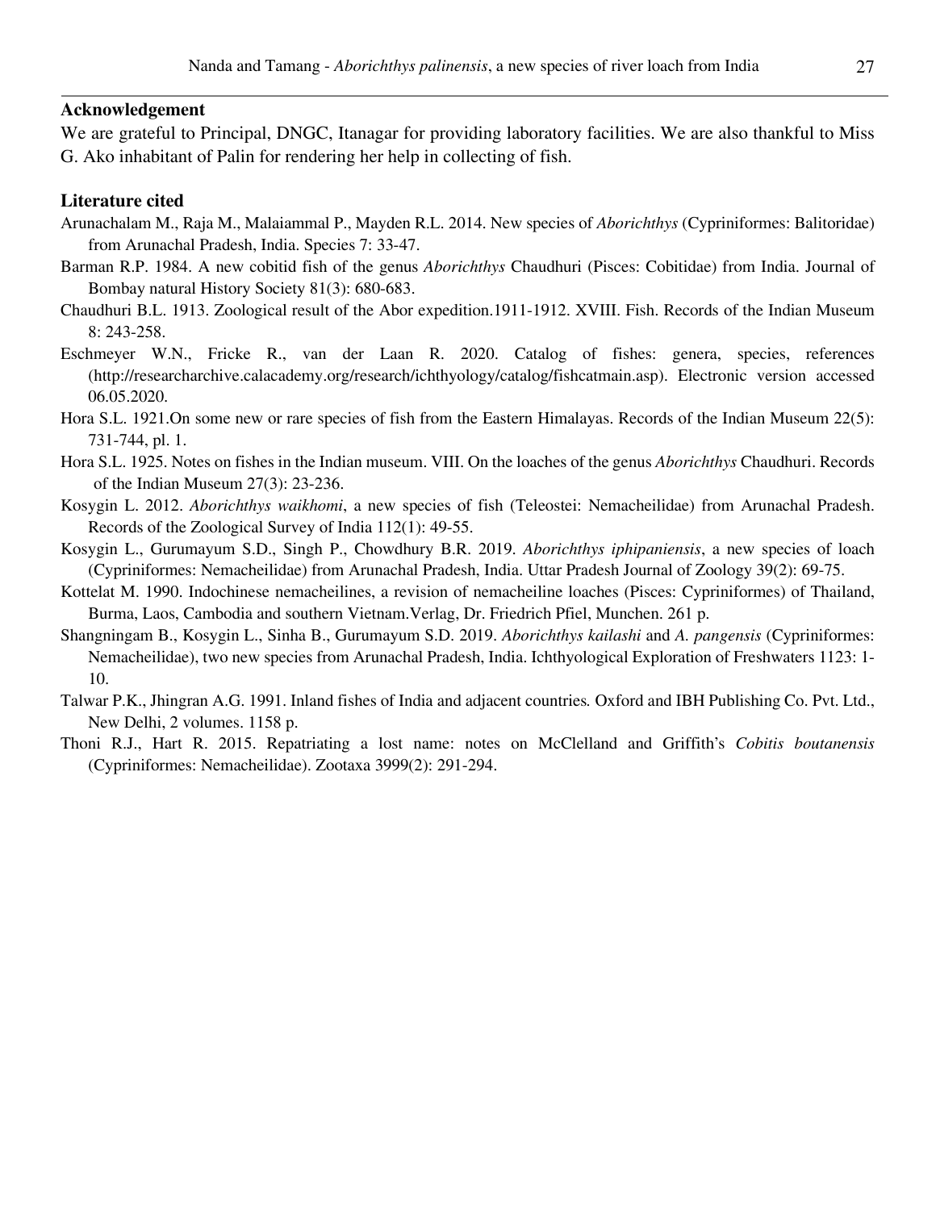## Acknowledgement

We are grateful to Principal, DNGC, Itanagar for providing laboratory facilities. We are also thankful to Miss G. Ako inhabitant of Palin for rendering her help in collecting of fish.

## Literature cited

Arunachalam M., Raja M., Malaiammal P., Mayden R.L. 2014. New species of *Aborichthys* (Cypriniformes: Balitoridae) from Arunachal Pradesh, India. Species 7: 33-47.

Barman R.P. 1984. A new cobitid fish of the genus *Aborichthys* Chaudhuri (Pisces: Cobitidae) from India. Journal of Bombay natural History Society 81(3): 680-683.

Chaudhuri B.L. 1913. Zoological result of the Abor expedition.1911-1912. XVIII. Fish. Records of the Indian Museum 8: 243-258.

Eschmeyer W.N., Fricke R., van der Laan R. 2020. Catalog of fishes: genera, species, references (http://researcharchive.calacademy.org/research/ichthyology/catalog/fishcatmain.asp). Electronic version accessed 06.05.2020.

Hora S.L. 1921.On some new or rare species of fish from the Eastern Himalayas. Records of the Indian Museum 22(5): 731-744, pl. 1.

Hora S.L. 1925. Notes on fishes in the Indian museum. VIII. On the loaches of the genus *Aborichthys* Chaudhuri. Records of the Indian Museum 27(3): 23-236.

Kosygin L. 2012. *Aborichthys waikhomi*, a new species of fish (Teleostei: Nemacheilidae) from Arunachal Pradesh. Records of the Zoological Survey of India 112(1): 49-55.

Kosygin L., Gurumayum S.D., Singh P., Chowdhury B.R. 2019. *Aborichthys iphipaniensis*, a new species of loach (Cypriniformes: Nemacheilidae) from Arunachal Pradesh, India. Uttar Pradesh Journal of Zoology 39(2): 69-75.

Kottelat M. 1990. Indochinese nemacheilines, a revision of nemacheiline loaches (Pisces: Cypriniformes) of Thailand, Burma, Laos, Cambodia and southern Vietnam.Verlag, Dr. Friedrich Pfiel, Munchen. 261 p.

Shangningam B., Kosygin L., Sinha B., Gurumayum S.D. 2019. *Aborichthys kailashi* and *A. pangensis* (Cypriniformes: Nemacheilidae), two new species from Arunachal Pradesh, India. Ichthyological Exploration of Freshwaters 1123: 1-10.

Talwar P.K., Jhingran A.G. 1991. Inland fishes of India and adjacent countries. Oxford and IBH Publishing Co. Pvt. Ltd., New Delhi, 2 volumes. 1158 p.

Thoni R.J., Hart R. 2015. Repatriating a lost name: notes on McClelland and Griffith's *Cobitis boutanensis* (Cypriniformes: Nemacheilidae). Zootaxa 3999(2): 291-294.